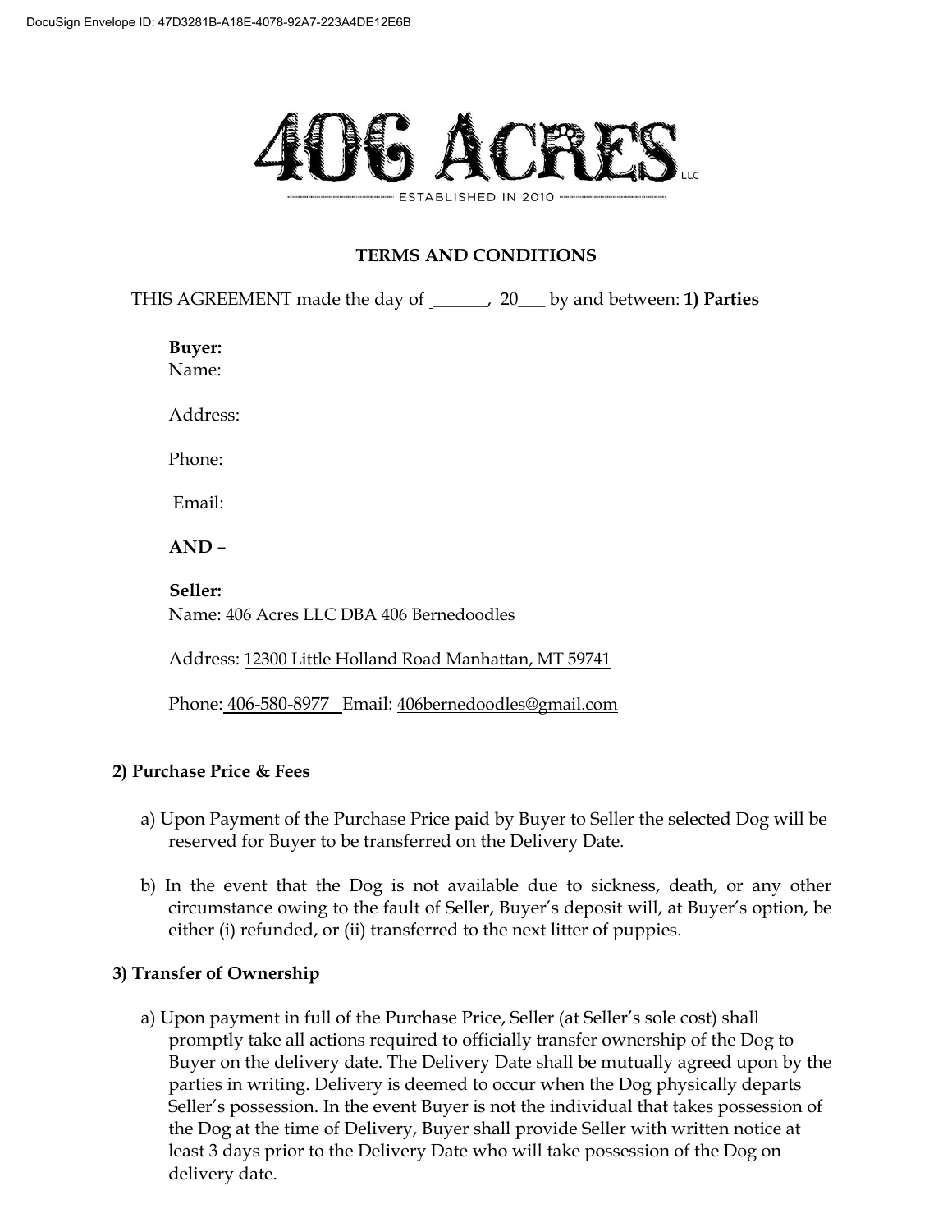DocuSign Envelope ID: 47D3281B-A18E-4078-92A7-223A4DE12E6B

# 406 ACRES LLC

ESTABLISHED IN 2010

## TERMS AND CONDITIONS

THIS AGREEMENT made the day of ______, 20___ by and between: **1) Parties**

**Buyer:**
Name:

Address:

Phone:

Email:

**AND –**

**Seller:**
Name: 406 Acres LLC DBA 406 Bernedoodles

Address: 12300 Little Holland Road Manhattan, MT 59741

Phone: 406-580-8977 Email: 406bernedoodles@gmail.com

### 2) Purchase Price & Fees

a) Upon Payment of the Purchase Price paid by Buyer to Seller the selected Dog will be reserved for Buyer to be transferred on the Delivery Date.

b) In the event that the Dog is not available due to sickness, death, or any other circumstance owing to the fault of Seller, Buyer's deposit will, at Buyer's option, be either (i) refunded, or (ii) transferred to the next litter of puppies.

### 3) Transfer of Ownership

a) Upon payment in full of the Purchase Price, Seller (at Seller's sole cost) shall promptly take all actions required to officially transfer ownership of the Dog to Buyer on the delivery date. The Delivery Date shall be mutually agreed upon by the parties in writing. Delivery is deemed to occur when the Dog physically departs Seller's possession. In the event Buyer is not the individual that takes possession of the Dog at the time of Delivery, Buyer shall provide Seller with written notice at least 3 days prior to the Delivery Date who will take possession of the Dog on delivery date.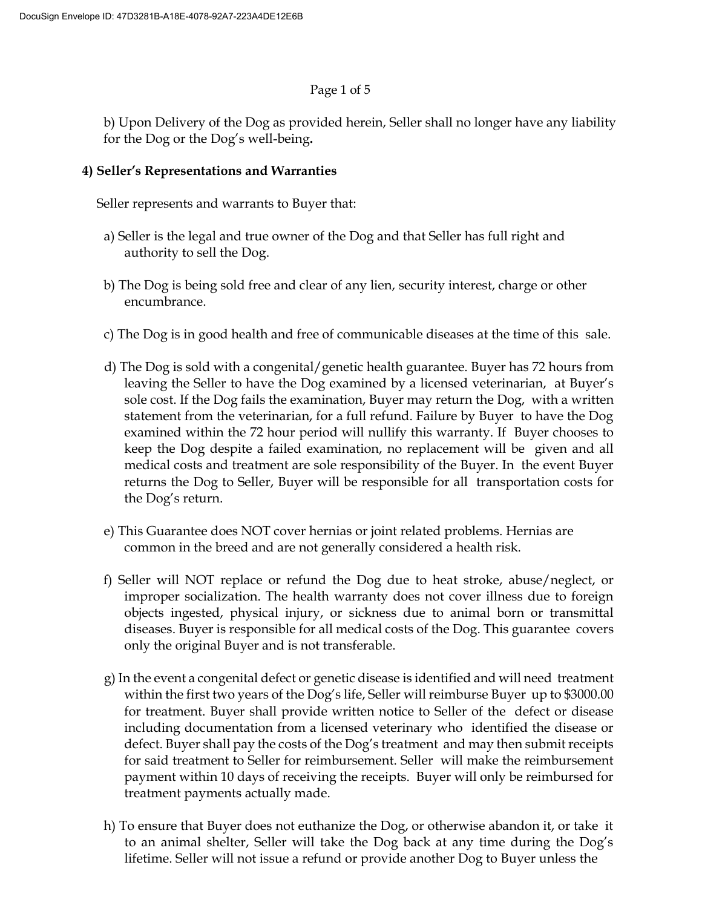b) Upon Delivery of the Dog as provided herein, Seller shall no longer have any liability for the Dog or the Dog's well-being**.**

**4) Seller's Representations and Warranties**

Seller represents and warrants to Buyer that:

a) Seller is the legal and true owner of the Dog and that Seller has full right and authority to sell the Dog.

b) The Dog is being sold free and clear of any lien, security interest, charge or other encumbrance.

c) The Dog is in good health and free of communicable diseases at the time of this sale.

d) The Dog is sold with a congenital/genetic health guarantee. Buyer has 72 hours from leaving the Seller to have the Dog examined by a licensed veterinarian, at Buyer's sole cost. If the Dog fails the examination, Buyer may return the Dog, with a written statement from the veterinarian, for a full refund. Failure by Buyer to have the Dog examined within the 72 hour period will nullify this warranty. If Buyer chooses to keep the Dog despite a failed examination, no replacement will be given and all medical costs and treatment are sole responsibility of the Buyer. In the event Buyer returns the Dog to Seller, Buyer will be responsible for all transportation costs for the Dog's return.

e) This Guarantee does NOT cover hernias or joint related problems. Hernias are common in the breed and are not generally considered a health risk.

f) Seller will NOT replace or refund the Dog due to heat stroke, abuse/neglect, or improper socialization. The health warranty does not cover illness due to foreign objects ingested, physical injury, or sickness due to animal born or transmittal diseases. Buyer is responsible for all medical costs of the Dog. This guarantee covers only the original Buyer and is not transferable.

g) In the event a congenital defect or genetic disease is identified and will need treatment within the first two years of the Dog's life, Seller will reimburse Buyer up to $3000.00 for treatment. Buyer shall provide written notice to Seller of the defect or disease including documentation from a licensed veterinary who identified the disease or defect. Buyer shall pay the costs of the Dog's treatment and may then submit receipts for said treatment to Seller for reimbursement. Seller will make the reimbursement payment within 10 days of receiving the receipts. Buyer will only be reimbursed for treatment payments actually made.

h) To ensure that Buyer does not euthanize the Dog, or otherwise abandon it, or take it to an animal shelter, Seller will take the Dog back at any time during the Dog's lifetime. Seller will not issue a refund or provide another Dog to Buyer unless the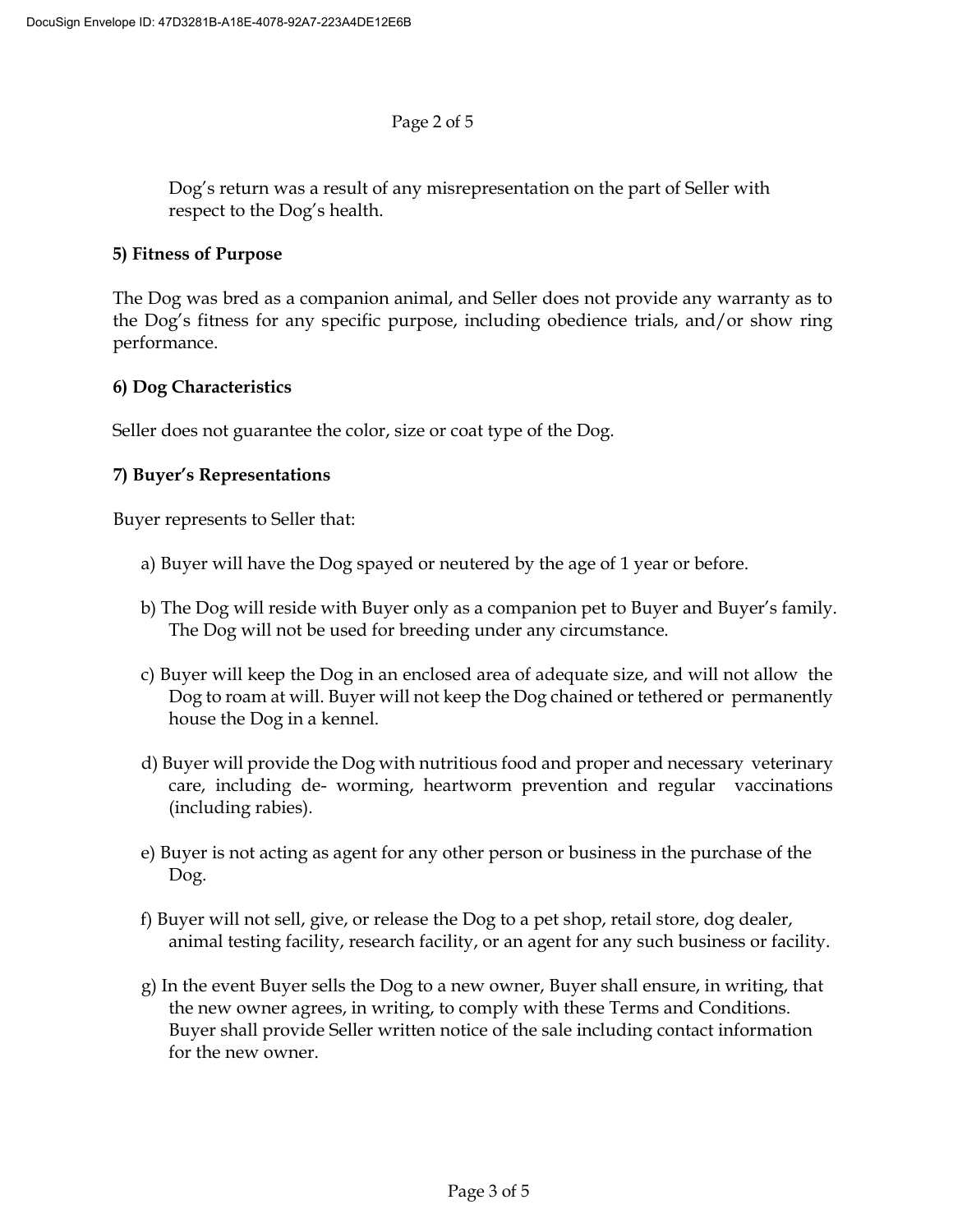Dog's return was a result of any misrepresentation on the part of Seller with respect to the Dog's health.

**5) Fitness of Purpose**

The Dog was bred as a companion animal, and Seller does not provide any warranty as to the Dog's fitness for any specific purpose, including obedience trials, and/or show ring performance.

**6) Dog Characteristics**

Seller does not guarantee the color, size or coat type of the Dog.

**7) Buyer's Representations**

Buyer represents to Seller that:

a) Buyer will have the Dog spayed or neutered by the age of 1 year or before.

b) The Dog will reside with Buyer only as a companion pet to Buyer and Buyer's family. The Dog will not be used for breeding under any circumstance.

c) Buyer will keep the Dog in an enclosed area of adequate size, and will not allow the Dog to roam at will. Buyer will not keep the Dog chained or tethered or permanently house the Dog in a kennel.

d) Buyer will provide the Dog with nutritious food and proper and necessary veterinary care, including de- worming, heartworm prevention and regular vaccinations (including rabies).

e) Buyer is not acting as agent for any other person or business in the purchase of the Dog.

f) Buyer will not sell, give, or release the Dog to a pet shop, retail store, dog dealer, animal testing facility, research facility, or an agent for any such business or facility.

g) In the event Buyer sells the Dog to a new owner, Buyer shall ensure, in writing, that the new owner agrees, in writing, to comply with these Terms and Conditions. Buyer shall provide Seller written notice of the sale including contact information for the new owner.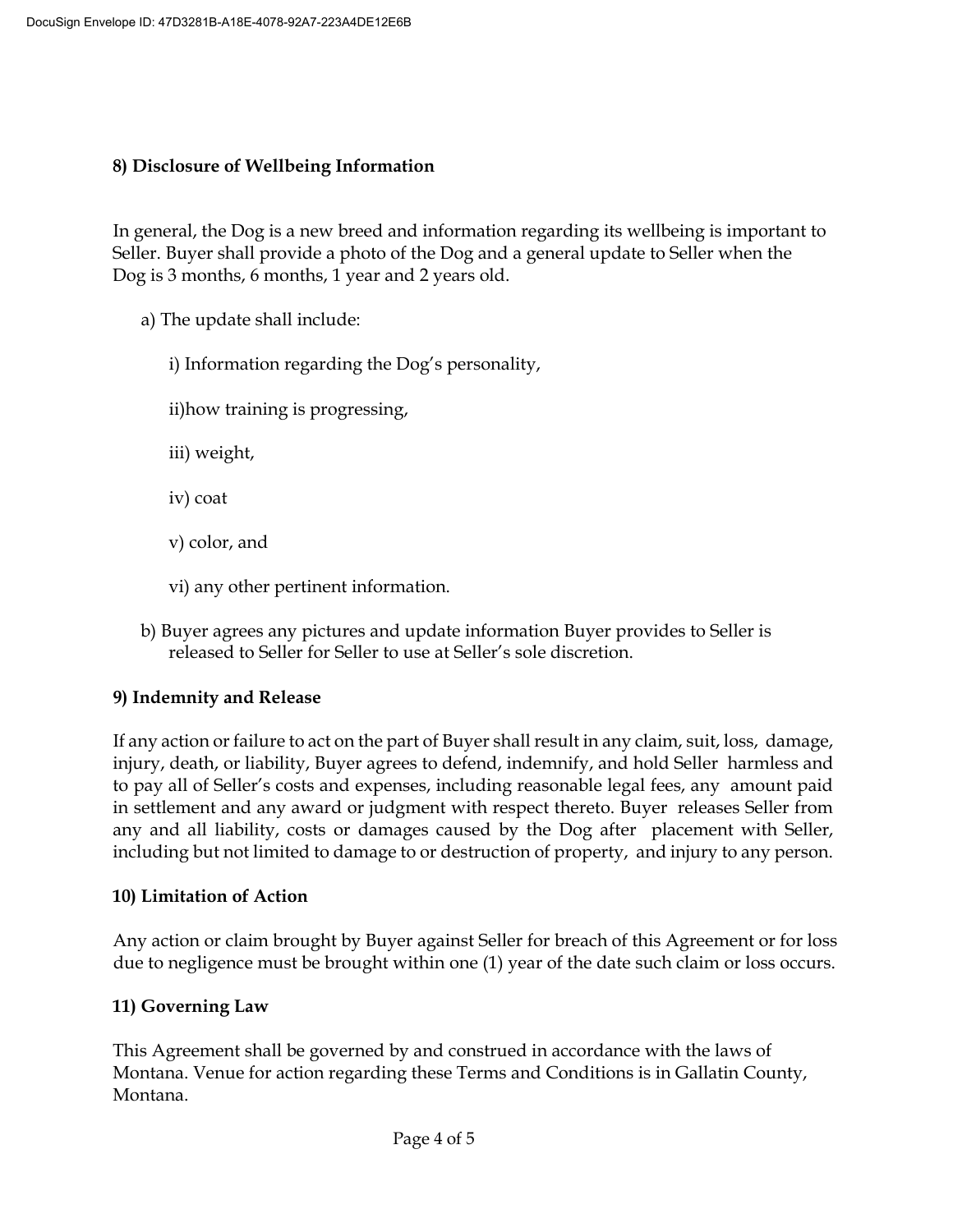### 8) Disclosure of Wellbeing Information

In general, the Dog is a new breed and information regarding its wellbeing is important to Seller. Buyer shall provide a photo of the Dog and a general update to Seller when the Dog is 3 months, 6 months, 1 year and 2 years old.

a) The update shall include:

i) Information regarding the Dog's personality,

ii)how training is progressing,

iii) weight,

iv) coat

v) color, and

vi) any other pertinent information.

b) Buyer agrees any pictures and update information Buyer provides to Seller is released to Seller for Seller to use at Seller's sole discretion.

### 9) Indemnity and Release

If any action or failure to act on the part of Buyer shall result in any claim, suit, loss, damage, injury, death, or liability, Buyer agrees to defend, indemnify, and hold Seller harmless and to pay all of Seller's costs and expenses, including reasonable legal fees, any amount paid in settlement and any award or judgment with respect thereto. Buyer releases Seller from any and all liability, costs or damages caused by the Dog after placement with Seller, including but not limited to damage to or destruction of property, and injury to any person.

### 10) Limitation of Action

Any action or claim brought by Buyer against Seller for breach of this Agreement or for loss due to negligence must be brought within one (1) year of the date such claim or loss occurs.

### 11) Governing Law

This Agreement shall be governed by and construed in accordance with the laws of Montana. Venue for action regarding these Terms and Conditions is in Gallatin County, Montana.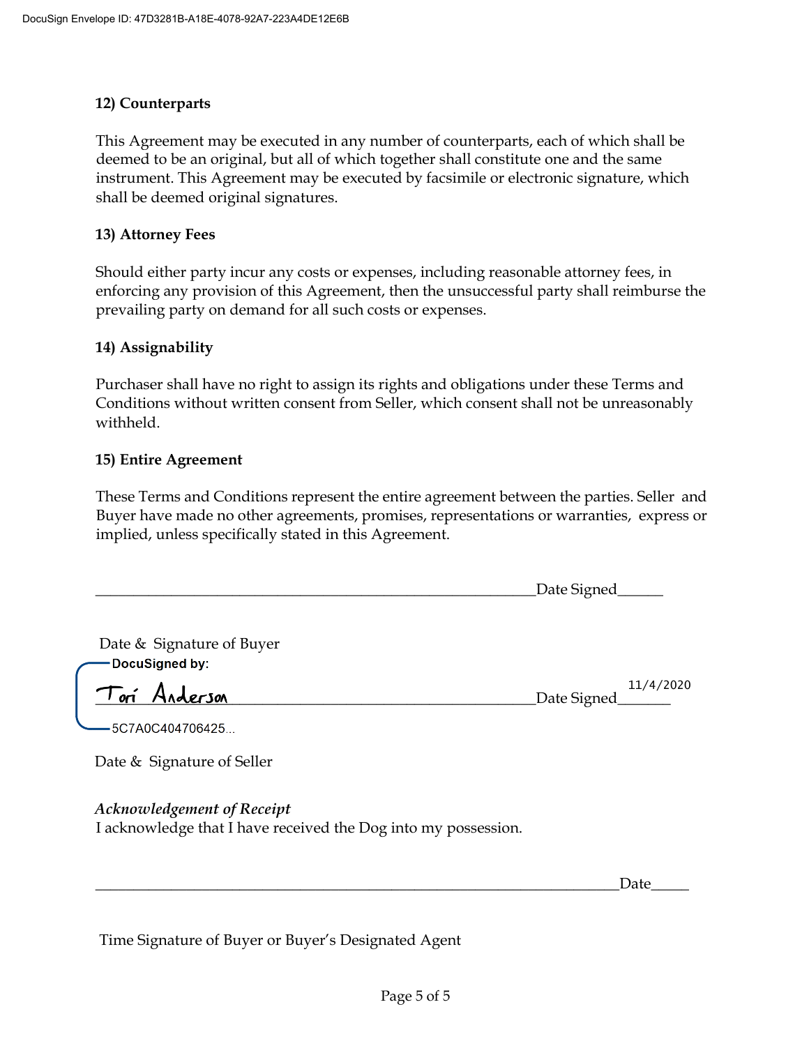DocuSign Envelope ID: 47D3281B-A18E-4078-92A7-223A4DE12E6B

**12) Counterparts**

This Agreement may be executed in any number of counterparts, each of which shall be deemed to be an original, but all of which together shall constitute one and the same instrument. This Agreement may be executed by facsimile or electronic signature, which shall be deemed original signatures.

**13) Attorney Fees**

Should either party incur any costs or expenses, including reasonable attorney fees, in enforcing any provision of this Agreement, then the unsuccessful party shall reimburse the prevailing party on demand for all such costs or expenses.

**14) Assignability**

Purchaser shall have no right to assign its rights and obligations under these Terms and Conditions without written consent from Seller, which consent shall not be unreasonably withheld.

**15) Entire Agreement**

These Terms and Conditions represent the entire agreement between the parties. Seller and Buyer have made no other agreements, promises, representations or warranties, express or implied, unless specifically stated in this Agreement.

______________________________________________________________ Date Signed______

Date & Signature of Buyer

DocuSigned by:

Tori Anderson______________________________________ Date Signed 11/4/2020

5C7A0C404706425...

Date & Signature of Seller

*Acknowledgement of Receipt*

I acknowledge that I have received the Dog into my possession.

__________________________________________________________________________ Date_____

Time Signature of Buyer or Buyer's Designated Agent